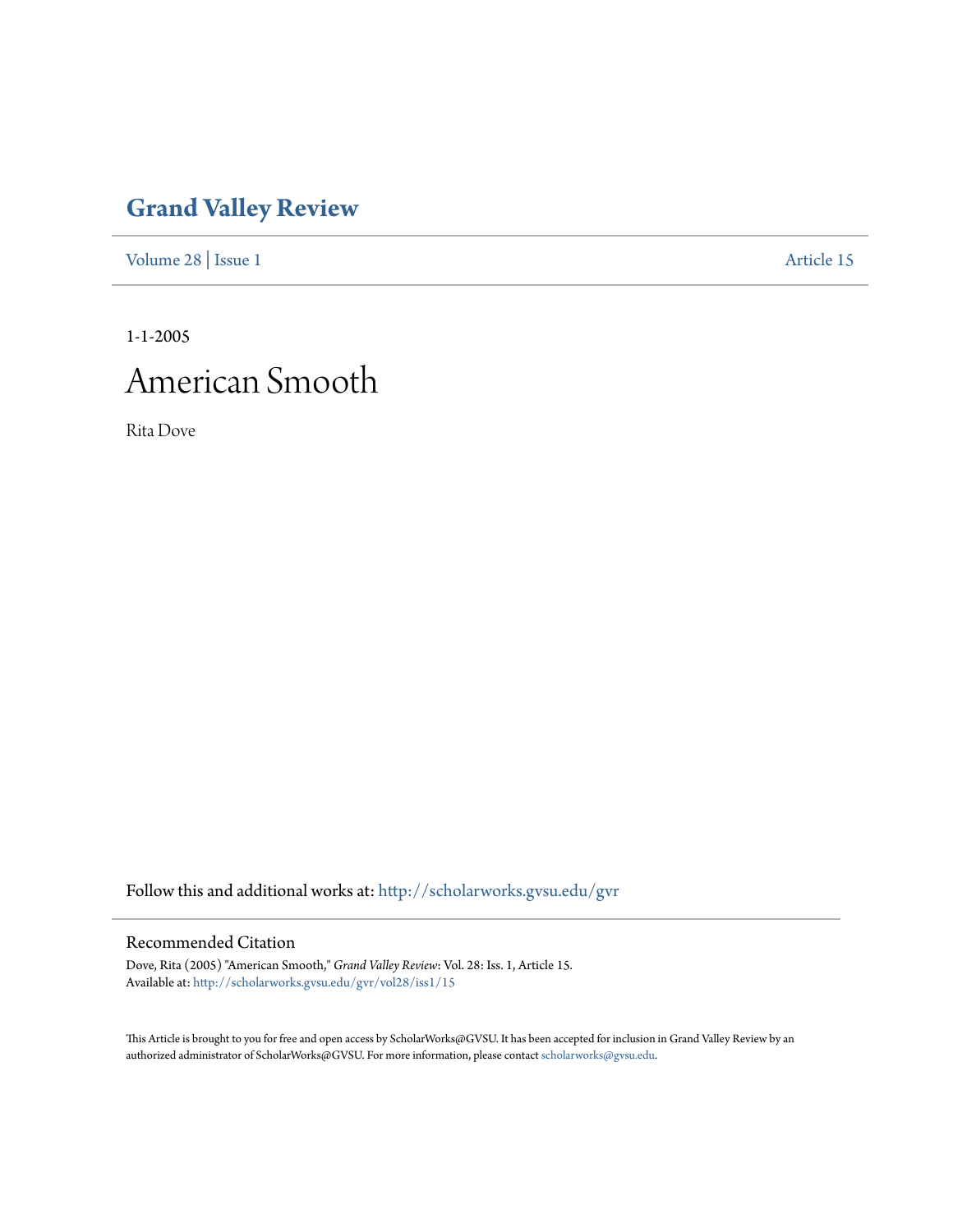# Grand Valley Review

Volume 28 | Issue 1 Article 15

1-1-2005

# American Smooth

Rita Dove

Follow this and additional works at: http://scholarworks.gvsu.edu/gvr

## Recommended Citation

Dove, Rita (2005) "American Smooth," *Grand Valley Review*: Vol. 28: Iss. 1, Article 15.
Available at: http://scholarworks.gvsu.edu/gvr/vol28/iss1/15

This Article is brought to you for free and open access by ScholarWorks@GVSU. It has been accepted for inclusion in Grand Valley Review by an authorized administrator of ScholarWorks@GVSU. For more information, please contact scholarworks@gvsu.edu.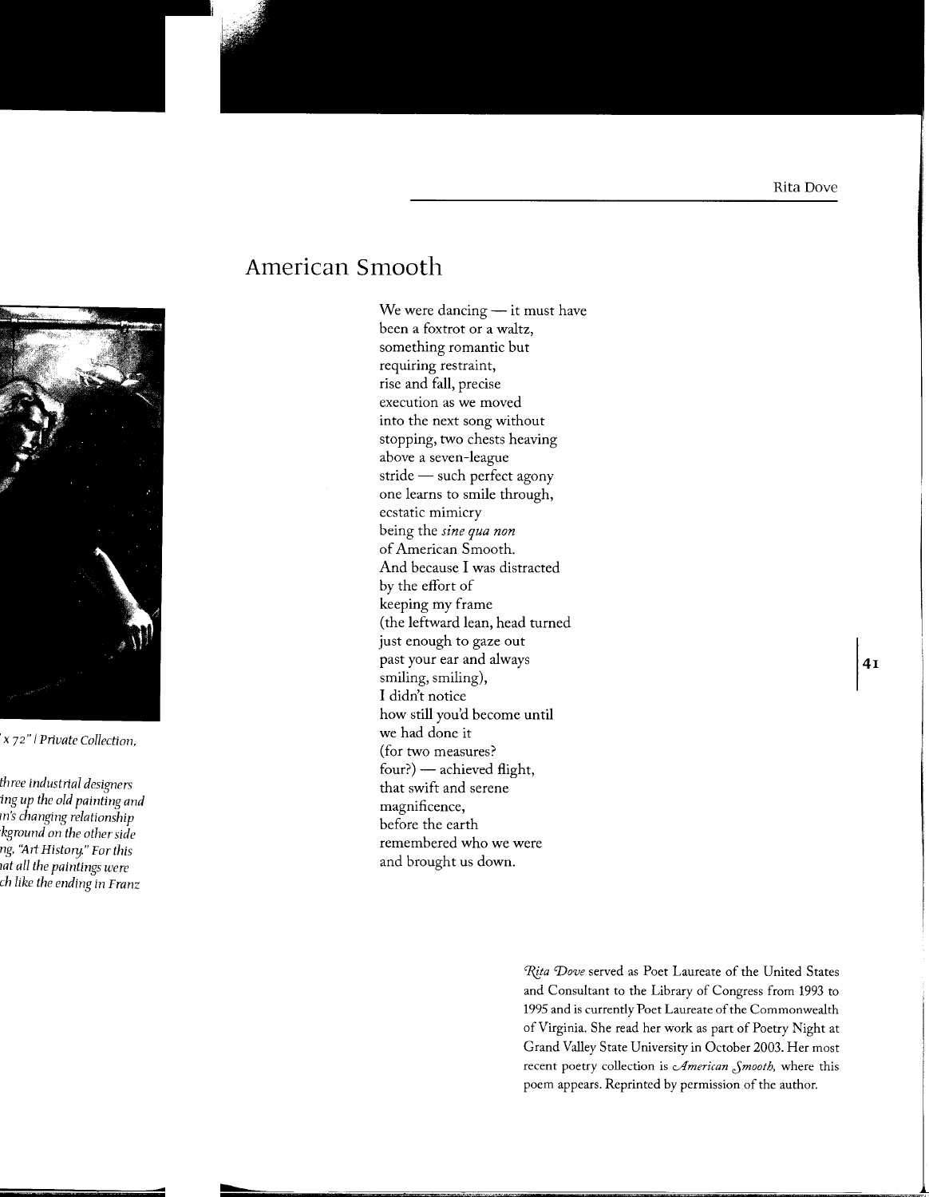# American Smooth

We were dancing — it must have  
been a foxtrot or a waltz,  
something romantic but  
requiring restraint,  
rise and fall, precise  
execution as we moved  
into the next song without  
stopping, two chests heaving  
above a seven-league  
stride — such perfect agony  
one learns to smile through,  
ecstatic mimicry  
being the *sine qua non*  
of American Smooth.  
And because I was distracted  
by the effort of  
keeping my frame  
(the leftward lean, head turned  
just enough to gaze out  
past your ear and always  
smiling, smiling),  
I didn't notice  
how still you'd become until  
we had done it  
(for two measures?  
four?) — achieved flight,  
that swift and serene  
magnificence,  
before the earth  
remembered who we were  
and brought us down.

*Rita Dove* served as Poet Laureate of the United States and Consultant to the Library of Congress from 1993 to 1995 and is currently Poet Laureate of the Commonwealth of Virginia. She read her work as part of Poetry Night at Grand Valley State University in October 2003. Her most recent poetry collection is *American Smooth*, where this poem appears. Reprinted by permission of the author.